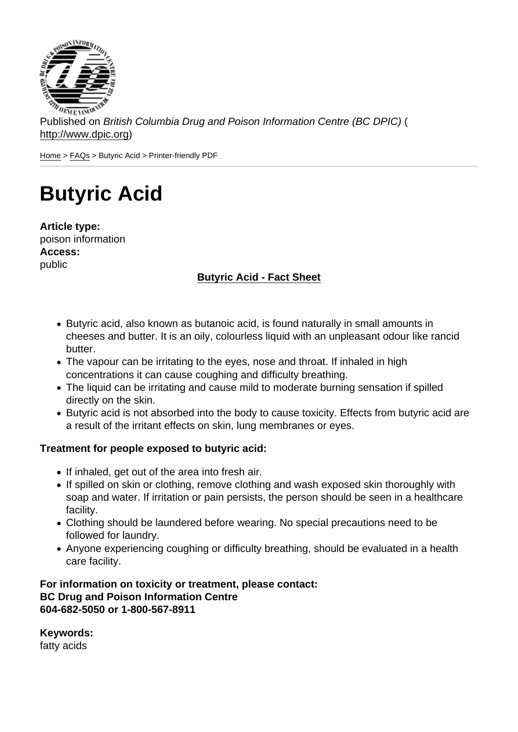Published on *British Columbia Drug and Poison Information Centre (BC DPIC)* (http://www.dpic.org)

Home > FAQs > Butyric Acid > Printer-friendly PDF

# Butyric Acid

**Article type:**
poison information
**Access:**
public

**Butyric Acid - Fact Sheet**

- Butyric acid, also known as butanoic acid, is found naturally in small amounts in cheeses and butter. It is an oily, colourless liquid with an unpleasant odour like rancid butter.
- The vapour can be irritating to the eyes, nose and throat. If inhaled in high concentrations it can cause coughing and difficulty breathing.
- The liquid can be irritating and cause mild to moderate burning sensation if spilled directly on the skin.
- Butyric acid is not absorbed into the body to cause toxicity. Effects from butyric acid are a result of the irritant effects on skin, lung membranes or eyes.

**Treatment for people exposed to butyric acid:**

- If inhaled, get out of the area into fresh air.
- If spilled on skin or clothing, remove clothing and wash exposed skin thoroughly with soap and water. If irritation or pain persists, the person should be seen in a healthcare facility.
- Clothing should be laundered before wearing. No special precautions need to be followed for laundry.
- Anyone experiencing coughing or difficulty breathing, should be evaluated in a health care facility.

**For information on toxicity or treatment, please contact:**
**BC Drug and Poison Information Centre**
**604-682-5050 or 1-800-567-8911**

**Keywords:**
fatty acids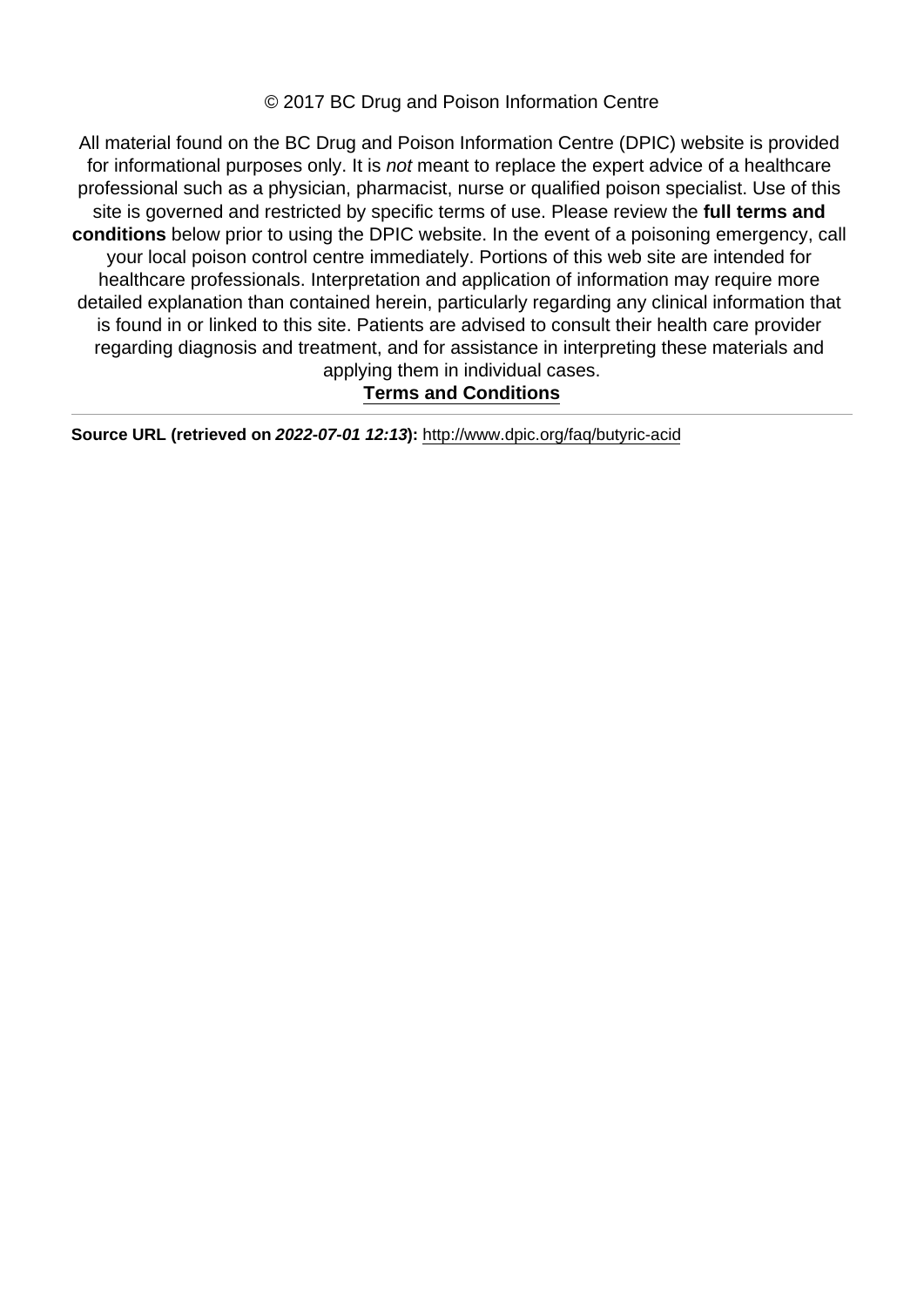© 2017 BC Drug and Poison Information Centre

All material found on the BC Drug and Poison Information Centre (DPIC) website is provided for informational purposes only. It is *not* meant to replace the expert advice of a healthcare professional such as a physician, pharmacist, nurse or qualified poison specialist. Use of this site is governed and restricted by specific terms of use. Please review the **full terms and conditions** below prior to using the DPIC website. In the event of a poisoning emergency, call your local poison control centre immediately. Portions of this web site are intended for healthcare professionals. Interpretation and application of information may require more detailed explanation than contained herein, particularly regarding any clinical information that is found in or linked to this site. Patients are advised to consult their health care provider regarding diagnosis and treatment, and for assistance in interpreting these materials and applying them in individual cases.

**Terms and Conditions**

---

**Source URL (retrieved on *2022-07-01 12:13*):** http://www.dpic.org/faq/butyric-acid